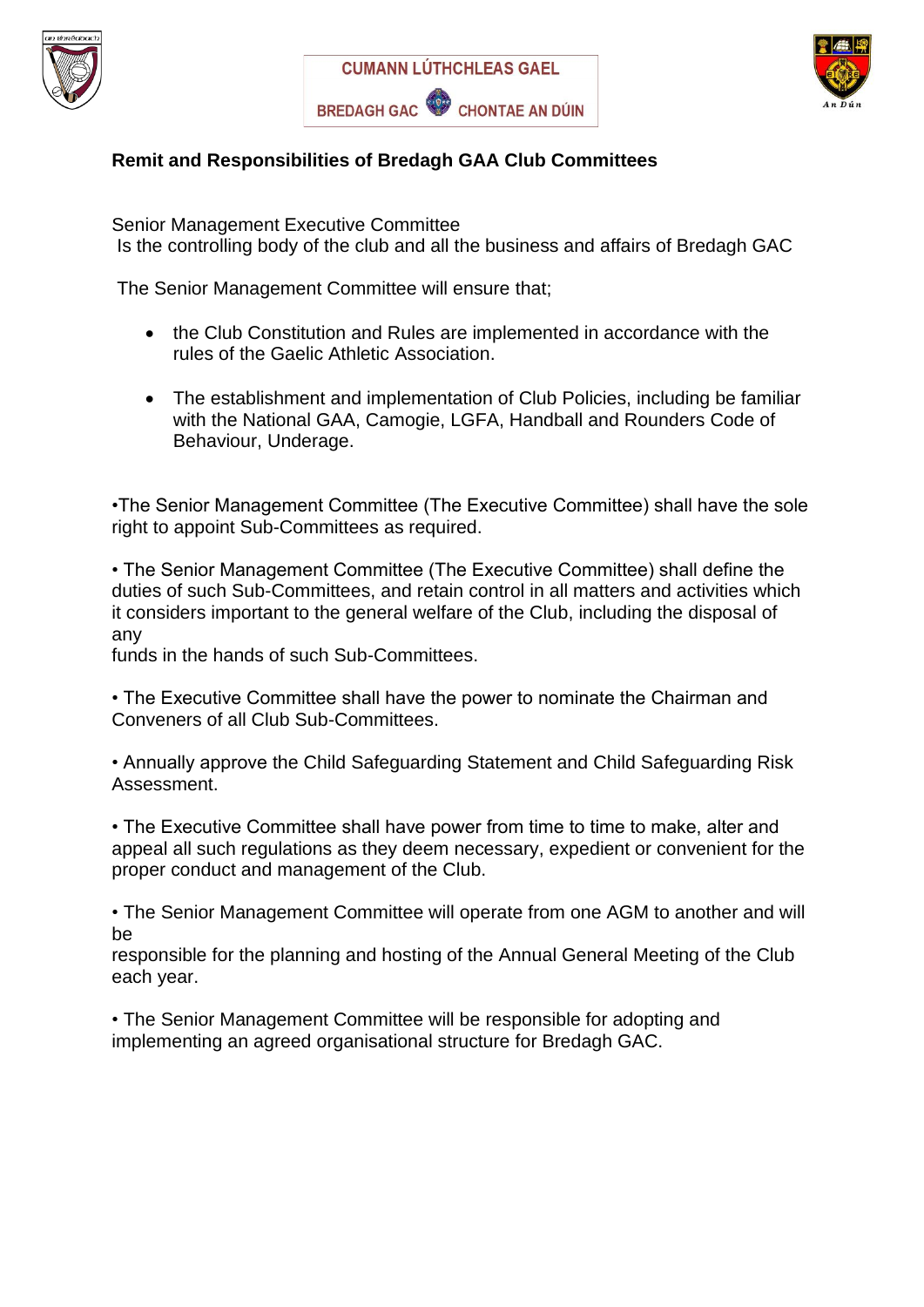CUMANN LÚTHCHLEAS GAEL

BREDAGH GAC CHONTAE AN DÚIN

## Remit and Responsibilities of Bredagh GAA Club Committees

Senior Management Executive Committee
Is the controlling body of the club and all the business and affairs of Bredagh GAC

The Senior Management Committee will ensure that;

- the Club Constitution and Rules are implemented in accordance with the rules of the Gaelic Athletic Association.
- The establishment and implementation of Club Policies, including be familiar with the National GAA, Camogie, LGFA, Handball and Rounders Code of Behaviour, Underage.

•The Senior Management Committee (The Executive Committee) shall have the sole right to appoint Sub-Committees as required.

• The Senior Management Committee (The Executive Committee) shall define the duties of such Sub-Committees, and retain control in all matters and activities which it considers important to the general welfare of the Club, including the disposal of any funds in the hands of such Sub-Committees.

• The Executive Committee shall have the power to nominate the Chairman and Conveners of all Club Sub-Committees.

• Annually approve the Child Safeguarding Statement and Child Safeguarding Risk Assessment.

• The Executive Committee shall have power from time to time to make, alter and appeal all such regulations as they deem necessary, expedient or convenient for the proper conduct and management of the Club.

• The Senior Management Committee will operate from one AGM to another and will be responsible for the planning and hosting of the Annual General Meeting of the Club each year.

• The Senior Management Committee will be responsible for adopting and implementing an agreed organisational structure for Bredagh GAC.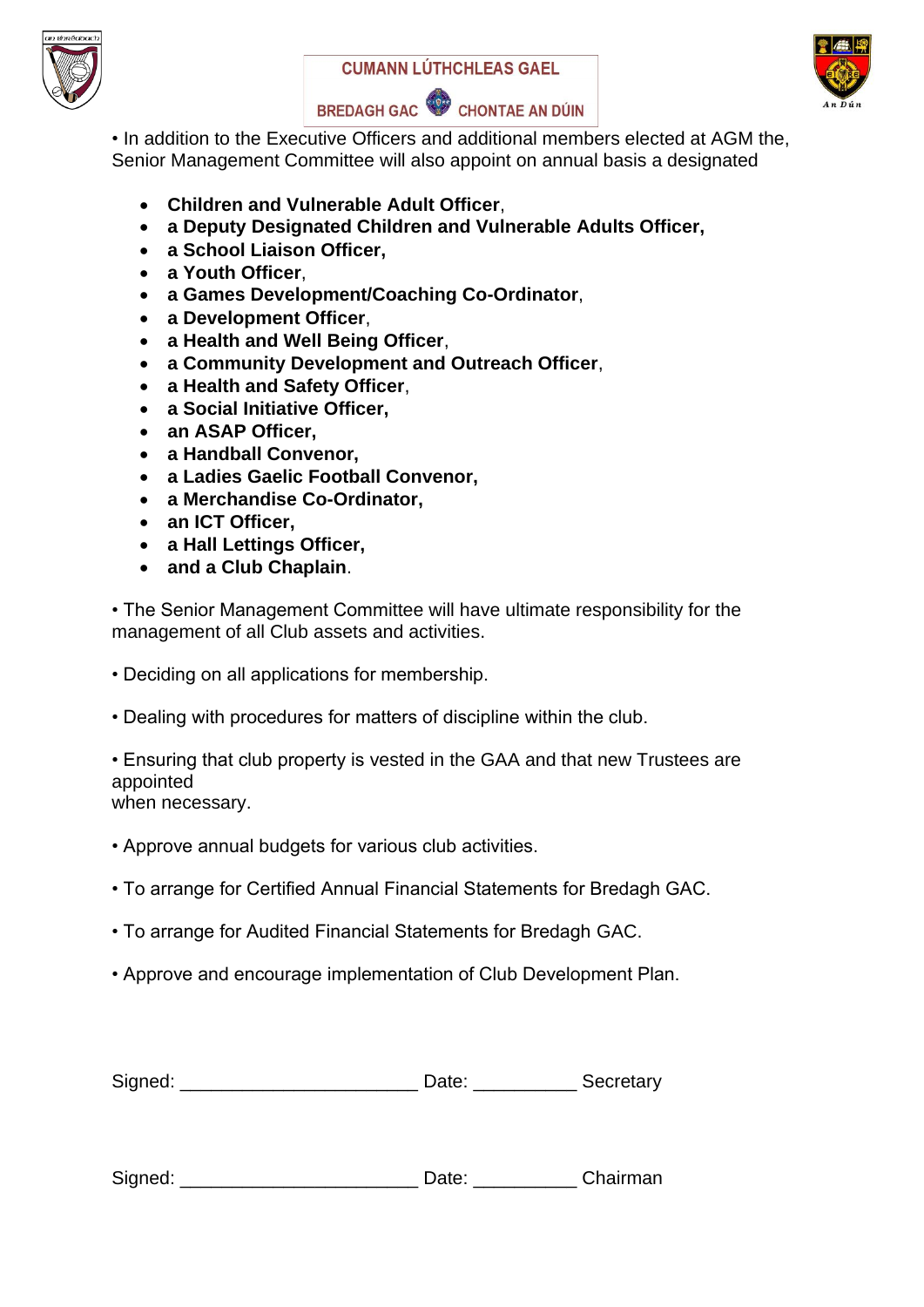• In addition to the Executive Officers and additional members elected at AGM the, Senior Management Committee will also appoint on annual basis a designated

- **Children and Vulnerable Adult Officer**,
- **a Deputy Designated Children and Vulnerable Adults Officer,**
- **a School Liaison Officer,**
- **a Youth Officer**,
- **a Games Development/Coaching Co-Ordinator**,
- **a Development Officer**,
- **a Health and Well Being Officer**,
- **a Community Development and Outreach Officer**,
- **a Health and Safety Officer**,
- **a Social Initiative Officer,**
- **an ASAP Officer,**
- **a Handball Convenor,**
- **a Ladies Gaelic Football Convenor,**
- **a Merchandise Co-Ordinator,**
- **an ICT Officer,**
- **a Hall Lettings Officer,**
- **and a Club Chaplain**.

• The Senior Management Committee will have ultimate responsibility for the management of all Club assets and activities.

• Deciding on all applications for membership.

• Dealing with procedures for matters of discipline within the club.

• Ensuring that club property is vested in the GAA and that new Trustees are appointed
when necessary.

• Approve annual budgets for various club activities.

• To arrange for Certified Annual Financial Statements for Bredagh GAC.

• To arrange for Audited Financial Statements for Bredagh GAC.

• Approve and encourage implementation of Club Development Plan.

Signed: ______________________ Date: __________ Secretary

Signed: ______________________ Date: __________ Chairman